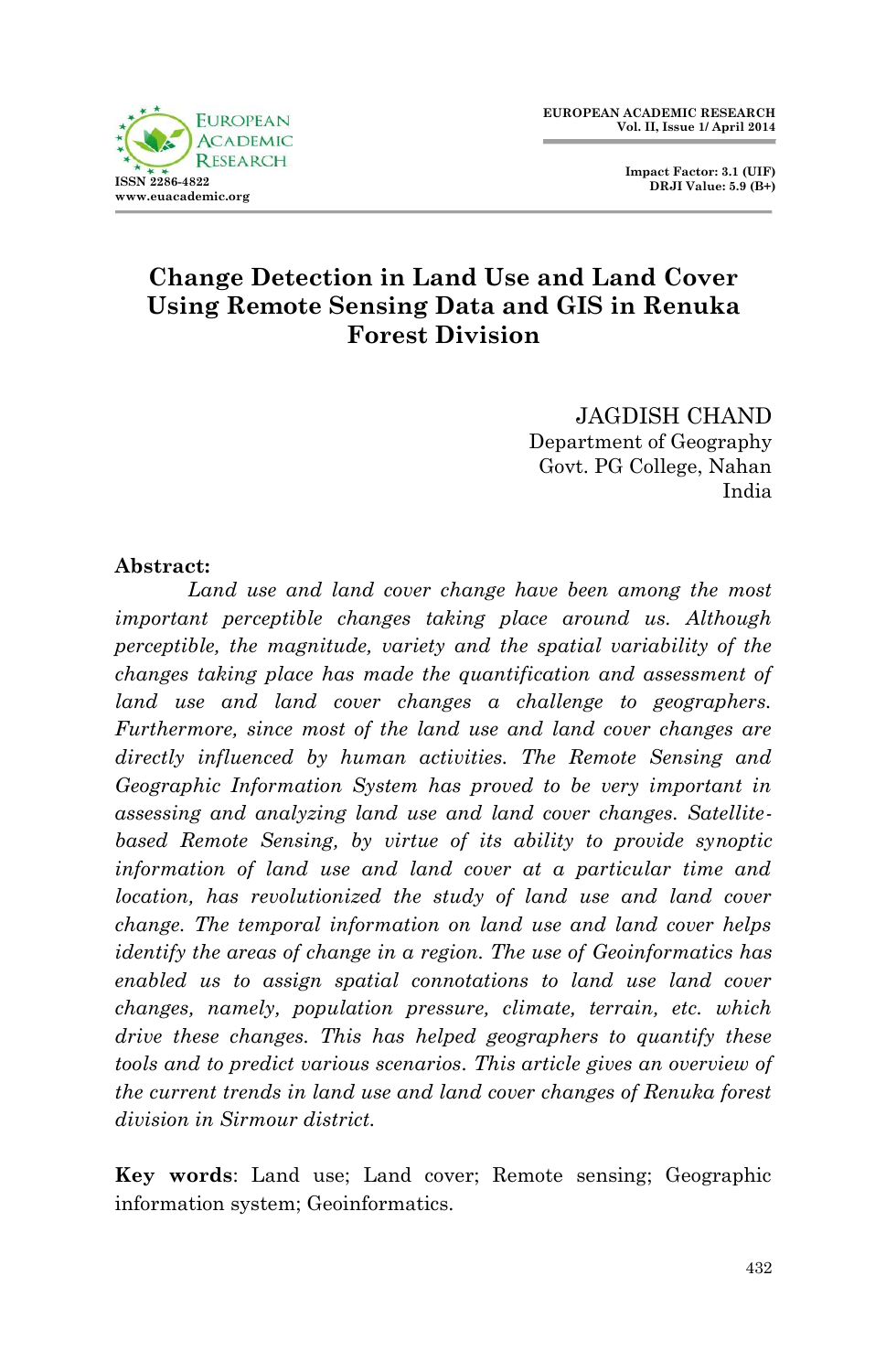# Change Detection in Land Use and Land Cover Using Remote Sensing Data and GIS in Renuka Forest Division

JAGDISH CHAND
Department of Geography
Govt. PG College, Nahan
India

**Abstract:**

*Land use and land cover change have been among the most important perceptible changes taking place around us. Although perceptible, the magnitude, variety and the spatial variability of the changes taking place has made the quantification and assessment of land use and land cover changes a challenge to geographers. Furthermore, since most of the land use and land cover changes are directly influenced by human activities. The Remote Sensing and Geographic Information System has proved to be very important in assessing and analyzing land use and land cover changes. Satellite-based Remote Sensing, by virtue of its ability to provide synoptic information of land use and land cover at a particular time and location, has revolutionized the study of land use and land cover change. The temporal information on land use and land cover helps identify the areas of change in a region. The use of Geoinformatics has enabled us to assign spatial connotations to land use land cover changes, namely, population pressure, climate, terrain, etc. which drive these changes. This has helped geographers to quantify these tools and to predict various scenarios. This article gives an overview of the current trends in land use and land cover changes of Renuka forest division in Sirmour district.*

**Key words**: Land use; Land cover; Remote sensing; Geographic information system; Geoinformatics.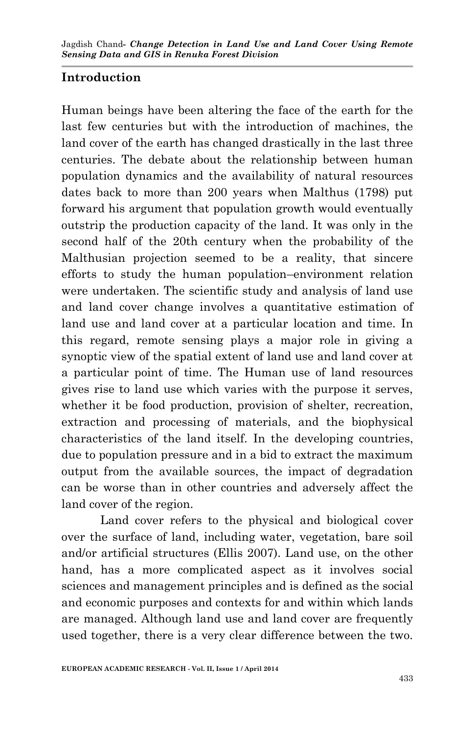## Introduction

Human beings have been altering the face of the earth for the last few centuries but with the introduction of machines, the land cover of the earth has changed drastically in the last three centuries. The debate about the relationship between human population dynamics and the availability of natural resources dates back to more than 200 years when Malthus (1798) put forward his argument that population growth would eventually outstrip the production capacity of the land. It was only in the second half of the 20th century when the probability of the Malthusian projection seemed to be a reality, that sincere efforts to study the human population–environment relation were undertaken. The scientific study and analysis of land use and land cover change involves a quantitative estimation of land use and land cover at a particular location and time. In this regard, remote sensing plays a major role in giving a synoptic view of the spatial extent of land use and land cover at a particular point of time. The Human use of land resources gives rise to land use which varies with the purpose it serves, whether it be food production, provision of shelter, recreation, extraction and processing of materials, and the biophysical characteristics of the land itself. In the developing countries, due to population pressure and in a bid to extract the maximum output from the available sources, the impact of degradation can be worse than in other countries and adversely affect the land cover of the region.

Land cover refers to the physical and biological cover over the surface of land, including water, vegetation, bare soil and/or artificial structures (Ellis 2007). Land use, on the other hand, has a more complicated aspect as it involves social sciences and management principles and is defined as the social and economic purposes and contexts for and within which lands are managed. Although land use and land cover are frequently used together, there is a very clear difference between the two.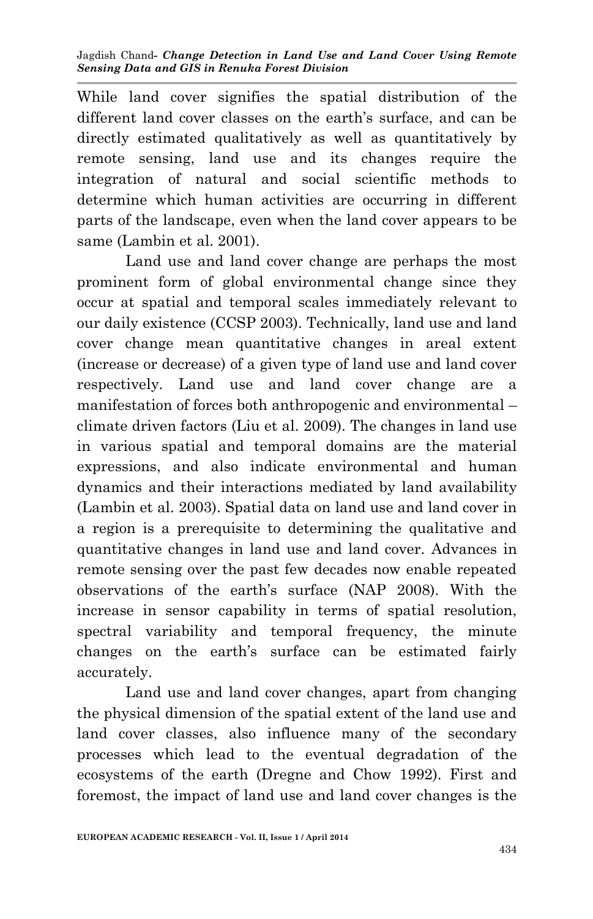While land cover signifies the spatial distribution of the different land cover classes on the earth's surface, and can be directly estimated qualitatively as well as quantitatively by remote sensing, land use and its changes require the integration of natural and social scientific methods to determine which human activities are occurring in different parts of the landscape, even when the land cover appears to be same (Lambin et al. 2001).

Land use and land cover change are perhaps the most prominent form of global environmental change since they occur at spatial and temporal scales immediately relevant to our daily existence (CCSP 2003). Technically, land use and land cover change mean quantitative changes in areal extent (increase or decrease) of a given type of land use and land cover respectively. Land use and land cover change are a manifestation of forces both anthropogenic and environmental – climate driven factors (Liu et al. 2009). The changes in land use in various spatial and temporal domains are the material expressions, and also indicate environmental and human dynamics and their interactions mediated by land availability (Lambin et al. 2003). Spatial data on land use and land cover in a region is a prerequisite to determining the qualitative and quantitative changes in land use and land cover. Advances in remote sensing over the past few decades now enable repeated observations of the earth's surface (NAP 2008). With the increase in sensor capability in terms of spatial resolution, spectral variability and temporal frequency, the minute changes on the earth's surface can be estimated fairly accurately.

Land use and land cover changes, apart from changing the physical dimension of the spatial extent of the land use and land cover classes, also influence many of the secondary processes which lead to the eventual degradation of the ecosystems of the earth (Dregne and Chow 1992). First and foremost, the impact of land use and land cover changes is the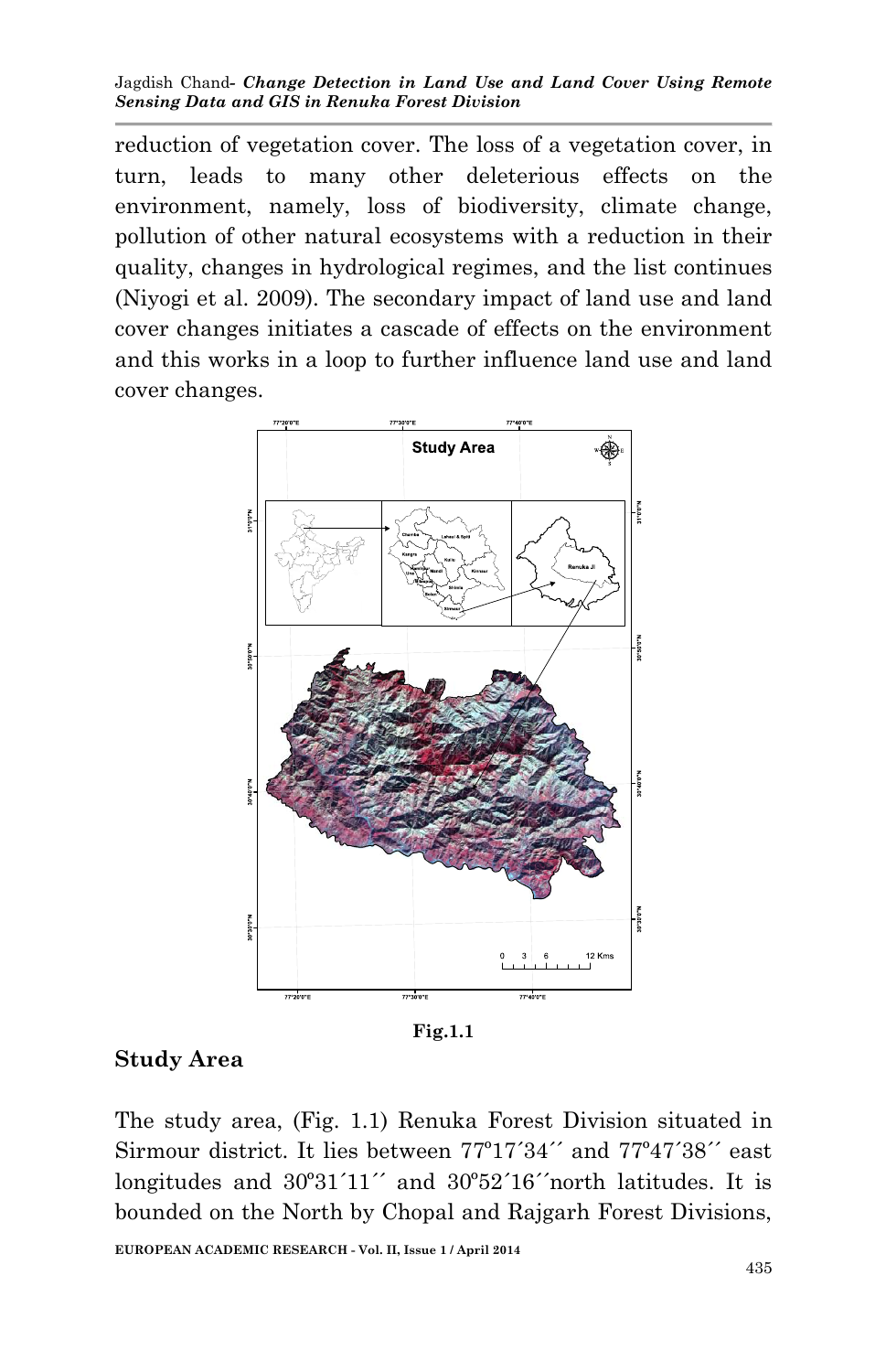reduction of vegetation cover. The loss of a vegetation cover, in turn, leads to many other deleterious effects on the environment, namely, loss of biodiversity, climate change, pollution of other natural ecosystems with a reduction in their quality, changes in hydrological regimes, and the list continues (Niyogi et al. 2009). The secondary impact of land use and land cover changes initiates a cascade of effects on the environment and this works in a loop to further influence land use and land cover changes.

**Fig.1.1**

## Study Area

The study area, (Fig. 1.1) Renuka Forest Division situated in Sirmour district. It lies between 77º17´34´´ and 77º47´38´´ east longitudes and 30º31´11´´ and 30º52´16´´north latitudes. It is bounded on the North by Chopal and Rajgarh Forest Divisions,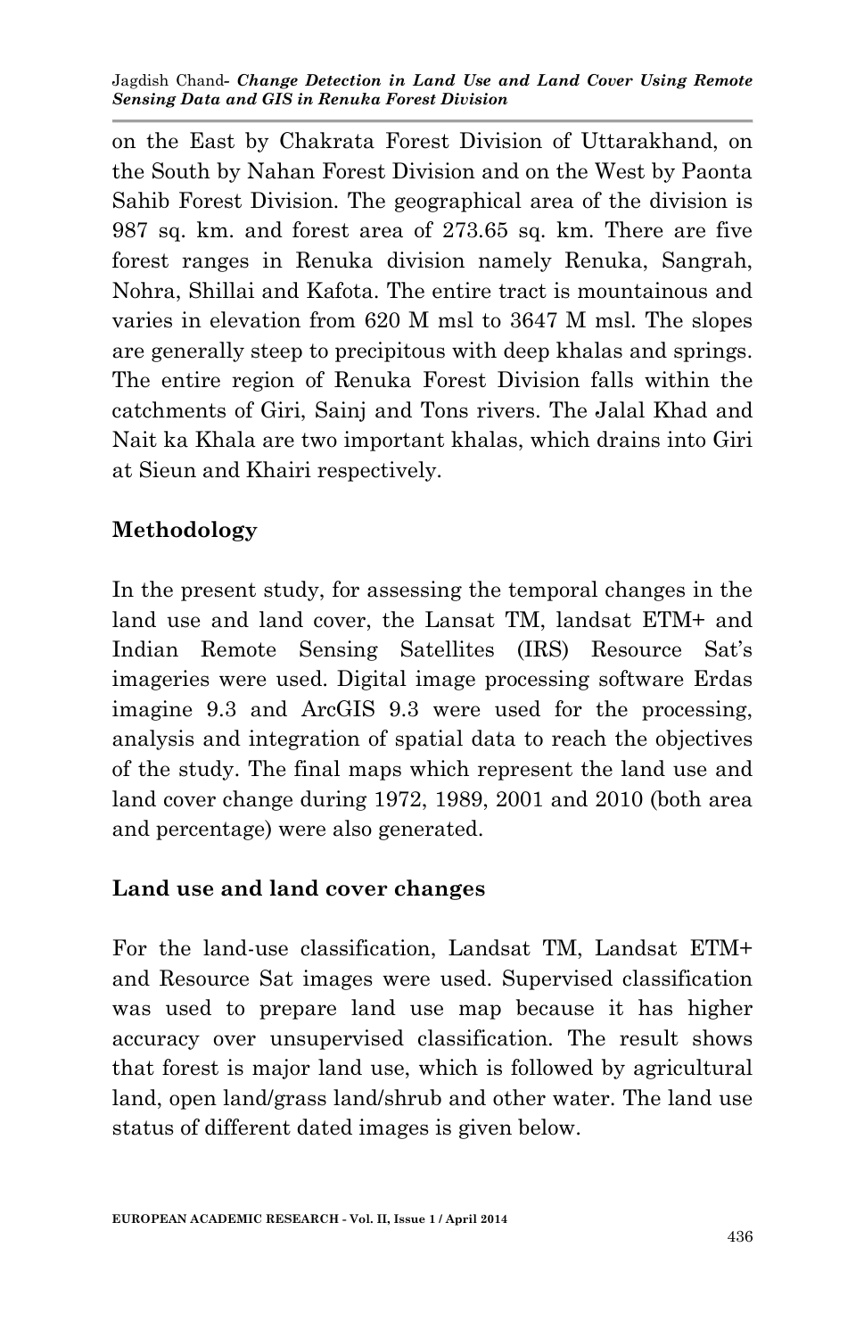on the East by Chakrata Forest Division of Uttarakhand, on the South by Nahan Forest Division and on the West by Paonta Sahib Forest Division. The geographical area of the division is 987 sq. km. and forest area of 273.65 sq. km. There are five forest ranges in Renuka division namely Renuka, Sangrah, Nohra, Shillai and Kafota. The entire tract is mountainous and varies in elevation from 620 M msl to 3647 M msl. The slopes are generally steep to precipitous with deep khalas and springs. The entire region of Renuka Forest Division falls within the catchments of Giri, Sainj and Tons rivers. The Jalal Khad and Nait ka Khala are two important khalas, which drains into Giri at Sieun and Khairi respectively.

## Methodology

In the present study, for assessing the temporal changes in the land use and land cover, the Lansat TM, landsat ETM+ and Indian Remote Sensing Satellites (IRS) Resource Sat's imageries were used. Digital image processing software Erdas imagine 9.3 and ArcGIS 9.3 were used for the processing, analysis and integration of spatial data to reach the objectives of the study. The final maps which represent the land use and land cover change during 1972, 1989, 2001 and 2010 (both area and percentage) were also generated.

## Land use and land cover changes

For the land-use classification, Landsat TM, Landsat ETM+ and Resource Sat images were used. Supervised classification was used to prepare land use map because it has higher accuracy over unsupervised classification. The result shows that forest is major land use, which is followed by agricultural land, open land/grass land/shrub and other water. The land use status of different dated images is given below.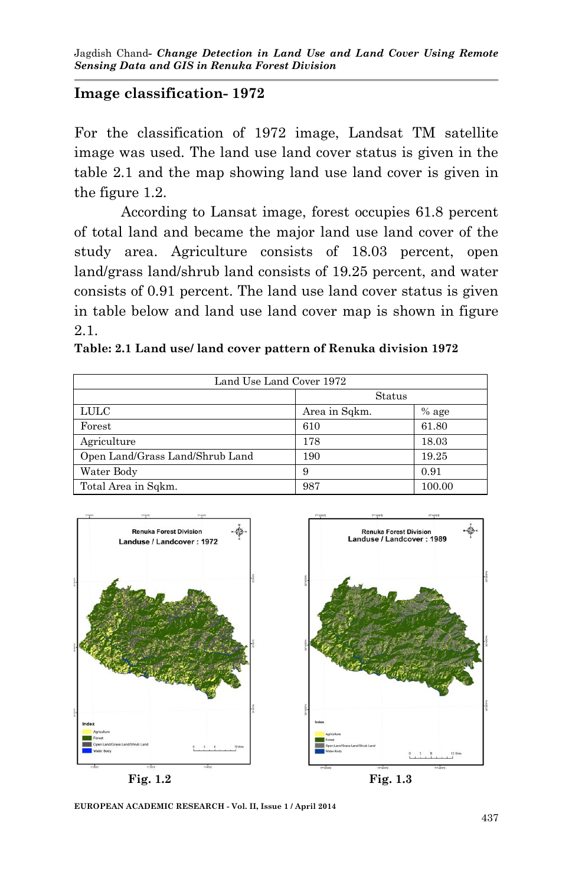## Image classification- 1972

For the classification of 1972 image, Landsat TM satellite image was used. The land use land cover status is given in the table 2.1 and the map showing land use land cover is given in the figure 1.2.

According to Lansat image, forest occupies 61.8 percent of total land and became the major land use land cover of the study area. Agriculture consists of 18.03 percent, open land/grass land/shrub land consists of 19.25 percent, and water consists of 0.91 percent. The land use land cover status is given in table below and land use land cover map is shown in figure 2.1.

**Table: 2.1 Land use/ land cover pattern of Renuka division 1972**

| Land Use Land Cover 1972 | | |
|---|---|---|
| | Status | |
| LULC | Area in Sqkm. | % age |
| Forest | 610 | 61.80 |
| Agriculture | 178 | 18.03 |
| Open Land/Grass Land/Shrub Land | 190 | 19.25 |
| Water Body | 9 | 0.91 |
| Total Area in Sqkm. | 987 | 100.00 |

Fig. 1.2

Fig. 1.3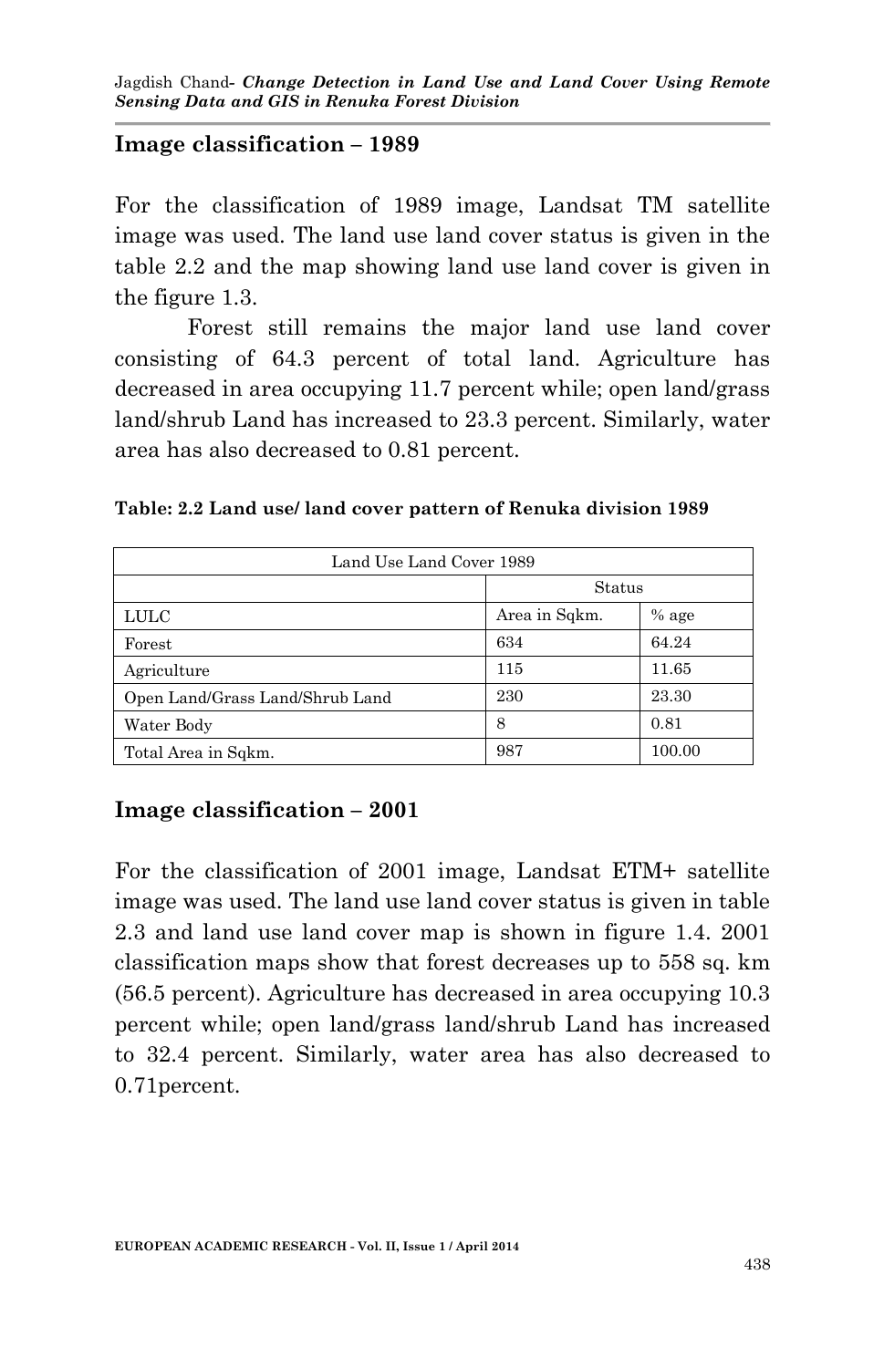## Image classification – 1989

For the classification of 1989 image, Landsat TM satellite image was used. The land use land cover status is given in the table 2.2 and the map showing land use land cover is given in the figure 1.3.

Forest still remains the major land use land cover consisting of 64.3 percent of total land. Agriculture has decreased in area occupying 11.7 percent while; open land/grass land/shrub Land has increased to 23.3 percent. Similarly, water area has also decreased to 0.81 percent.

**Table: 2.2 Land use/ land cover pattern of Renuka division 1989**

| Land Use Land Cover 1989 | | |
|---|---|---|
| | Status | |
| LULC | Area in Sqkm. | % age |
| Forest | 634 | 64.24 |
| Agriculture | 115 | 11.65 |
| Open Land/Grass Land/Shrub Land | 230 | 23.30 |
| Water Body | 8 | 0.81 |
| Total Area in Sqkm. | 987 | 100.00 |

## Image classification – 2001

For the classification of 2001 image, Landsat ETM+ satellite image was used. The land use land cover status is given in table 2.3 and land use land cover map is shown in figure 1.4. 2001 classification maps show that forest decreases up to 558 sq. km (56.5 percent). Agriculture has decreased in area occupying 10.3 percent while; open land/grass land/shrub Land has increased to 32.4 percent. Similarly, water area has also decreased to 0.71percent.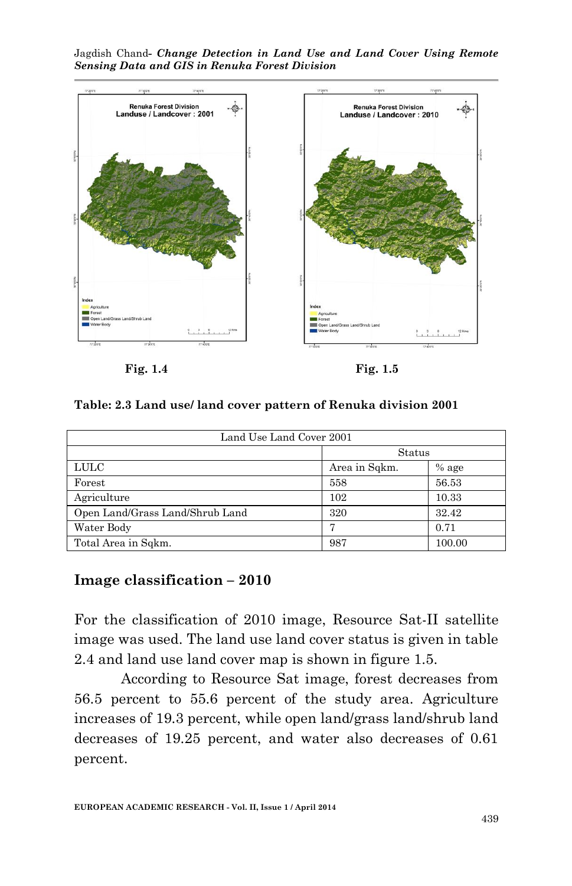Fig. 1.4

Fig. 1.5

**Table: 2.3 Land use/ land cover pattern of Renuka division 2001**

| Land Use Land Cover 2001 | | |
|---|---|---|
| | Status | |
| LULC | Area in Sqkm. | % age |
| Forest | 558 | 56.53 |
| Agriculture | 102 | 10.33 |
| Open Land/Grass Land/Shrub Land | 320 | 32.42 |
| Water Body | 7 | 0.71 |
| Total Area in Sqkm. | 987 | 100.00 |

## Image classification – 2010

For the classification of 2010 image, Resource Sat-II satellite image was used. The land use land cover status is given in table 2.4 and land use land cover map is shown in figure 1.5.

According to Resource Sat image, forest decreases from 56.5 percent to 55.6 percent of the study area. Agriculture increases of 19.3 percent, while open land/grass land/shrub land decreases of 19.25 percent, and water also decreases of 0.61 percent.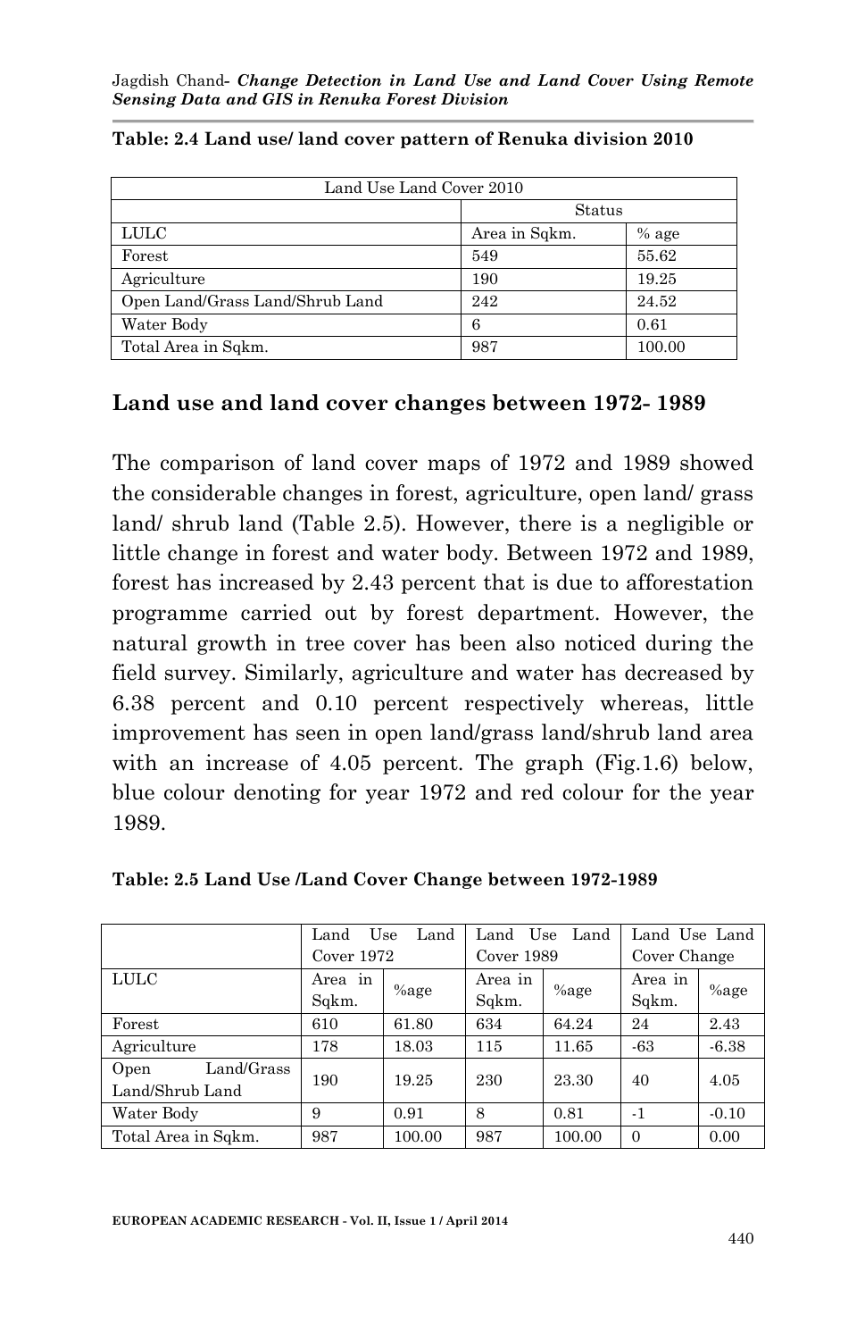**Table: 2.4 Land use/ land cover pattern of Renuka division 2010**

| Land Use Land Cover 2010 | | |
|---|---|---|
| | Status | |
| LULC | Area in Sqkm. | % age |
| Forest | 549 | 55.62 |
| Agriculture | 190 | 19.25 |
| Open Land/Grass Land/Shrub Land | 242 | 24.52 |
| Water Body | 6 | 0.61 |
| Total Area in Sqkm. | 987 | 100.00 |

## Land use and land cover changes between 1972- 1989

The comparison of land cover maps of 1972 and 1989 showed the considerable changes in forest, agriculture, open land/ grass land/ shrub land (Table 2.5). However, there is a negligible or little change in forest and water body. Between 1972 and 1989, forest has increased by 2.43 percent that is due to afforestation programme carried out by forest department. However, the natural growth in tree cover has been also noticed during the field survey. Similarly, agriculture and water has decreased by 6.38 percent and 0.10 percent respectively whereas, little improvement has seen in open land/grass land/shrub land area with an increase of 4.05 percent. The graph (Fig.1.6) below, blue colour denoting for year 1972 and red colour for the year 1989.

**Table: 2.5 Land Use /Land Cover Change between 1972-1989**

| | Land Use Land Cover 1972 | | Land Use Land Cover 1989 | | Land Use Land Cover Change | |
|---|---|---|---|---|---|---|
| LULC | Area in Sqkm. | %age | Area in Sqkm. | %age | Area in Sqkm. | %age |
| Forest | 610 | 61.80 | 634 | 64.24 | 24 | 2.43 |
| Agriculture | 178 | 18.03 | 115 | 11.65 | -63 | -6.38 |
| Open Land/Grass Land/Shrub Land | 190 | 19.25 | 230 | 23.30 | 40 | 4.05 |
| Water Body | 9 | 0.91 | 8 | 0.81 | -1 | -0.10 |
| Total Area in Sqkm. | 987 | 100.00 | 987 | 100.00 | 0 | 0.00 |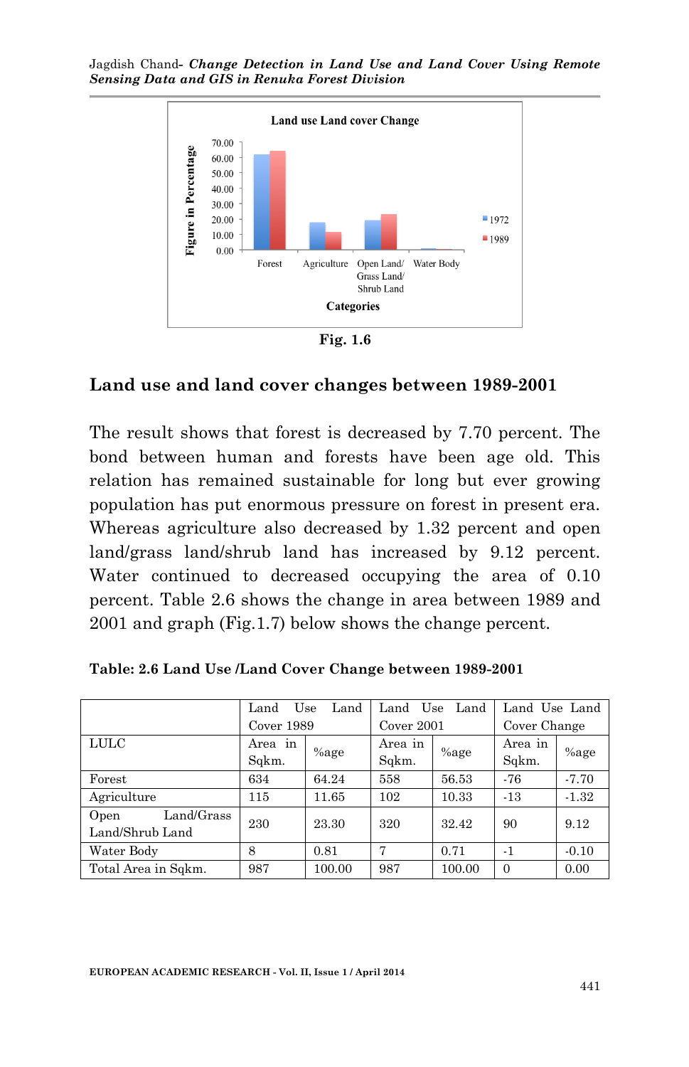Fig. 1.6

## Land use and land cover changes between 1989-2001

The result shows that forest is decreased by 7.70 percent. The bond between human and forests have been age old. This relation has remained sustainable for long but ever growing population has put enormous pressure on forest in present era. Whereas agriculture also decreased by 1.32 percent and open land/grass land/shrub land has increased by 9.12 percent. Water continued to decreased occupying the area of 0.10 percent. Table 2.6 shows the change in area between 1989 and 2001 and graph (Fig.1.7) below shows the change percent.

**Table: 2.6 Land Use /Land Cover Change between 1989-2001**

| | Land Use Land Cover 1989 | | Land Use Land Cover 2001 | | Land Use Land Cover Change | |
|---|---|---|---|---|---|---|
| LULC | Area in Sqkm. | %age | Area in Sqkm. | %age | Area in Sqkm. | %age |
| Forest | 634 | 64.24 | 558 | 56.53 | -76 | -7.70 |
| Agriculture | 115 | 11.65 | 102 | 10.33 | -13 | -1.32 |
| Open Land/Grass Land/Shrub Land | 230 | 23.30 | 320 | 32.42 | 90 | 9.12 |
| Water Body | 8 | 0.81 | 7 | 0.71 | -1 | -0.10 |
| Total Area in Sqkm. | 987 | 100.00 | 987 | 100.00 | 0 | 0.00 |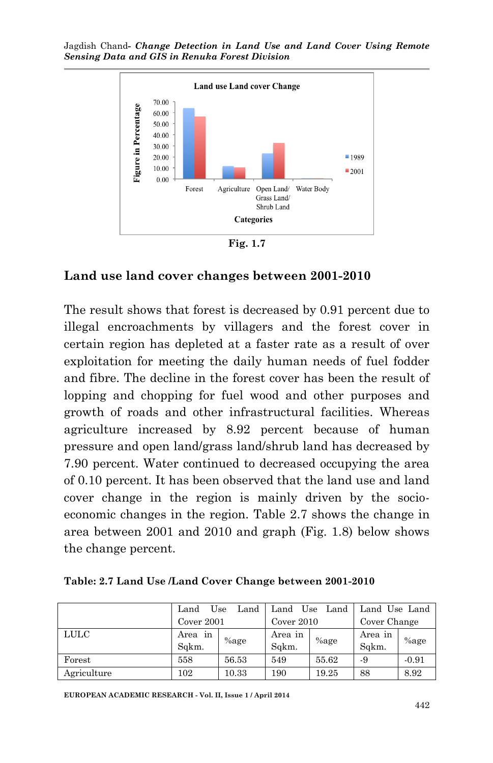Fig. 1.7

## Land use land cover changes between 2001-2010

The result shows that forest is decreased by 0.91 percent due to illegal encroachments by villagers and the forest cover in certain region has depleted at a faster rate as a result of over exploitation for meeting the daily human needs of fuel fodder and fibre. The decline in the forest cover has been the result of lopping and chopping for fuel wood and other purposes and growth of roads and other infrastructural facilities. Whereas agriculture increased by 8.92 percent because of human pressure and open land/grass land/shrub land has decreased by 7.90 percent. Water continued to decreased occupying the area of 0.10 percent. It has been observed that the land use and land cover change in the region is mainly driven by the socio-economic changes in the region. Table 2.7 shows the change in area between 2001 and 2010 and graph (Fig. 1.8) below shows the change percent.

**Table: 2.7 Land Use /Land Cover Change between 2001-2010**

| | Land Use Land Cover 2001 | | Land Use Land Cover 2010 | | Land Use Land Cover Change | |
|---|---|---|---|---|---|---|
| LULC | Area in Sqkm. | %age | Area in Sqkm. | %age | Area in Sqkm. | %age |
| Forest | 558 | 56.53 | 549 | 55.62 | -9 | -0.91 |
| Agriculture | 102 | 10.33 | 190 | 19.25 | 88 | 8.92 |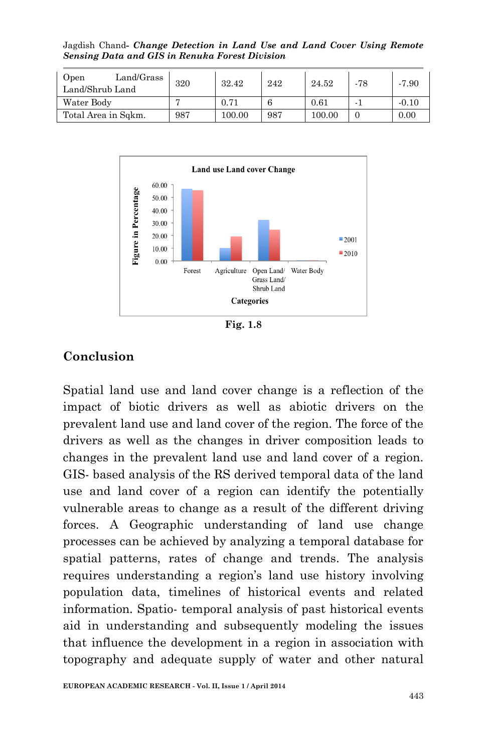| Open Land/Grass Land/Shrub Land | 320 | 32.42 | 242 | 24.52 | -78 | -7.90 |
|---|---|---|---|---|---|---|
| Water Body | 7 | 0.71 | 6 | 0.61 | -1 | -0.10 |
| Total Area in Sqkm. | 987 | 100.00 | 987 | 100.00 | 0 | 0.00 |

Fig. 1.8

## Conclusion

Spatial land use and land cover change is a reflection of the impact of biotic drivers as well as abiotic drivers on the prevalent land use and land cover of the region. The force of the drivers as well as the changes in driver composition leads to changes in the prevalent land use and land cover of a region. GIS- based analysis of the RS derived temporal data of the land use and land cover of a region can identify the potentially vulnerable areas to change as a result of the different driving forces. A Geographic understanding of land use change processes can be achieved by analyzing a temporal database for spatial patterns, rates of change and trends. The analysis requires understanding a region's land use history involving population data, timelines of historical events and related information. Spatio- temporal analysis of past historical events aid in understanding and subsequently modeling the issues that influence the development in a region in association with topography and adequate supply of water and other natural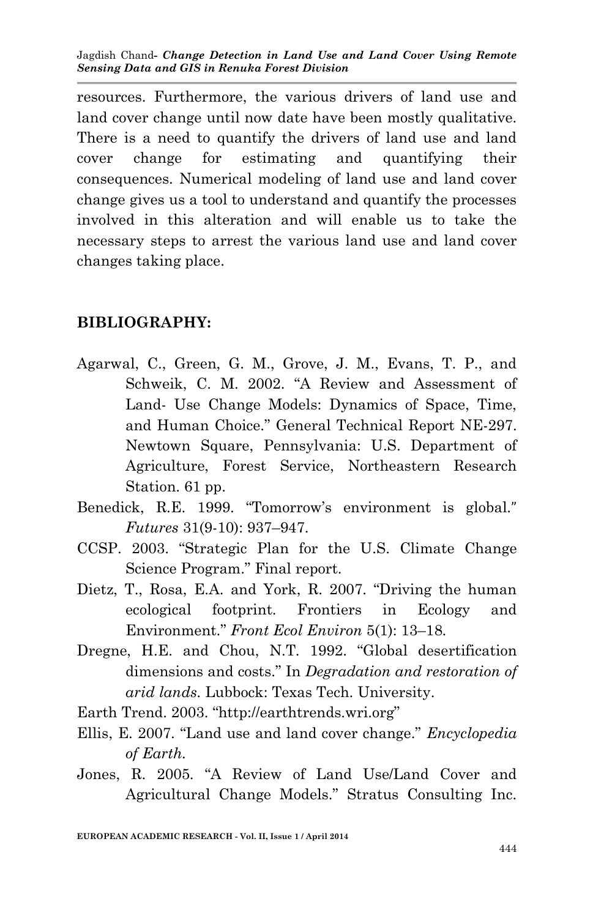resources. Furthermore, the various drivers of land use and land cover change until now date have been mostly qualitative. There is a need to quantify the drivers of land use and land cover change for estimating and quantifying their consequences. Numerical modeling of land use and land cover change gives us a tool to understand and quantify the processes involved in this alteration and will enable us to take the necessary steps to arrest the various land use and land cover changes taking place.

## BIBLIOGRAPHY:

Agarwal, C., Green, G. M., Grove, J. M., Evans, T. P., and Schweik, C. M. 2002. "A Review and Assessment of Land- Use Change Models: Dynamics of Space, Time, and Human Choice." General Technical Report NE-297. Newtown Square, Pennsylvania: U.S. Department of Agriculture, Forest Service, Northeastern Research Station. 61 pp.

Benedick, R.E. 1999. "Tomorrow's environment is global." *Futures* 31(9-10): 937–947.

CCSP. 2003. "Strategic Plan for the U.S. Climate Change Science Program." Final report.

Dietz, T., Rosa, E.A. and York, R. 2007. "Driving the human ecological footprint. Frontiers in Ecology and Environment." *Front Ecol Environ* 5(1): 13–18.

Dregne, H.E. and Chou, N.T. 1992. "Global desertification dimensions and costs." In *Degradation and restoration of arid lands*. Lubbock: Texas Tech. University.

Earth Trend. 2003. "http://earthtrends.wri.org"

Ellis, E. 2007. "Land use and land cover change." *Encyclopedia of Earth.*

Jones, R. 2005. "A Review of Land Use/Land Cover and Agricultural Change Models." Stratus Consulting Inc.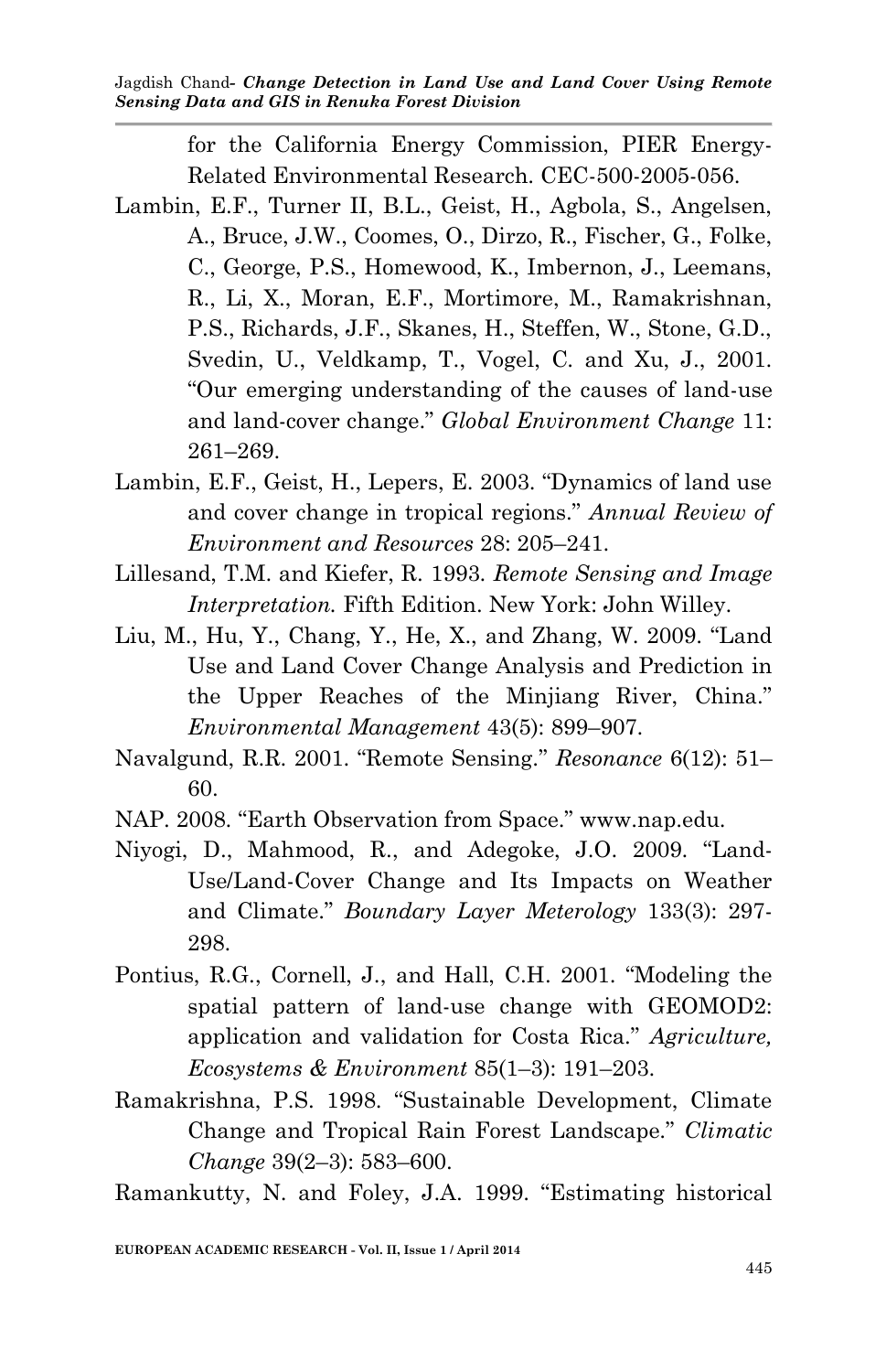for the California Energy Commission, PIER Energy-Related Environmental Research. CEC-500-2005-056.

Lambin, E.F., Turner II, B.L., Geist, H., Agbola, S., Angelsen, A., Bruce, J.W., Coomes, O., Dirzo, R., Fischer, G., Folke, C., George, P.S., Homewood, K., Imbernon, J., Leemans, R., Li, X., Moran, E.F., Mortimore, M., Ramakrishnan, P.S., Richards, J.F., Skanes, H., Steffen, W., Stone, G.D., Svedin, U., Veldkamp, T., Vogel, C. and Xu, J., 2001. "Our emerging understanding of the causes of land-use and land-cover change." *Global Environment Change* 11: 261–269.

Lambin, E.F., Geist, H., Lepers, E. 2003. "Dynamics of land use and cover change in tropical regions." *Annual Review of Environment and Resources* 28: 205–241.

Lillesand, T.M. and Kiefer, R. 1993. *Remote Sensing and Image Interpretation.* Fifth Edition. New York: John Willey.

Liu, M., Hu, Y., Chang, Y., He, X., and Zhang, W. 2009. "Land Use and Land Cover Change Analysis and Prediction in the Upper Reaches of the Minjiang River, China." *Environmental Management* 43(5): 899–907.

Navalgund, R.R. 2001. "Remote Sensing." *Resonance* 6(12): 51–60.

NAP. 2008. "Earth Observation from Space." www.nap.edu.

Niyogi, D., Mahmood, R., and Adegoke, J.O. 2009. "Land-Use/Land-Cover Change and Its Impacts on Weather and Climate." *Boundary Layer Meterology* 133(3): 297-298.

Pontius, R.G., Cornell, J., and Hall, C.H. 2001. "Modeling the spatial pattern of land-use change with GEOMOD2: application and validation for Costa Rica." *Agriculture, Ecosystems & Environment* 85(1–3): 191–203.

Ramakrishna, P.S. 1998. "Sustainable Development, Climate Change and Tropical Rain Forest Landscape." *Climatic Change* 39(2–3): 583–600.

Ramankutty, N. and Foley, J.A. 1999. "Estimating historical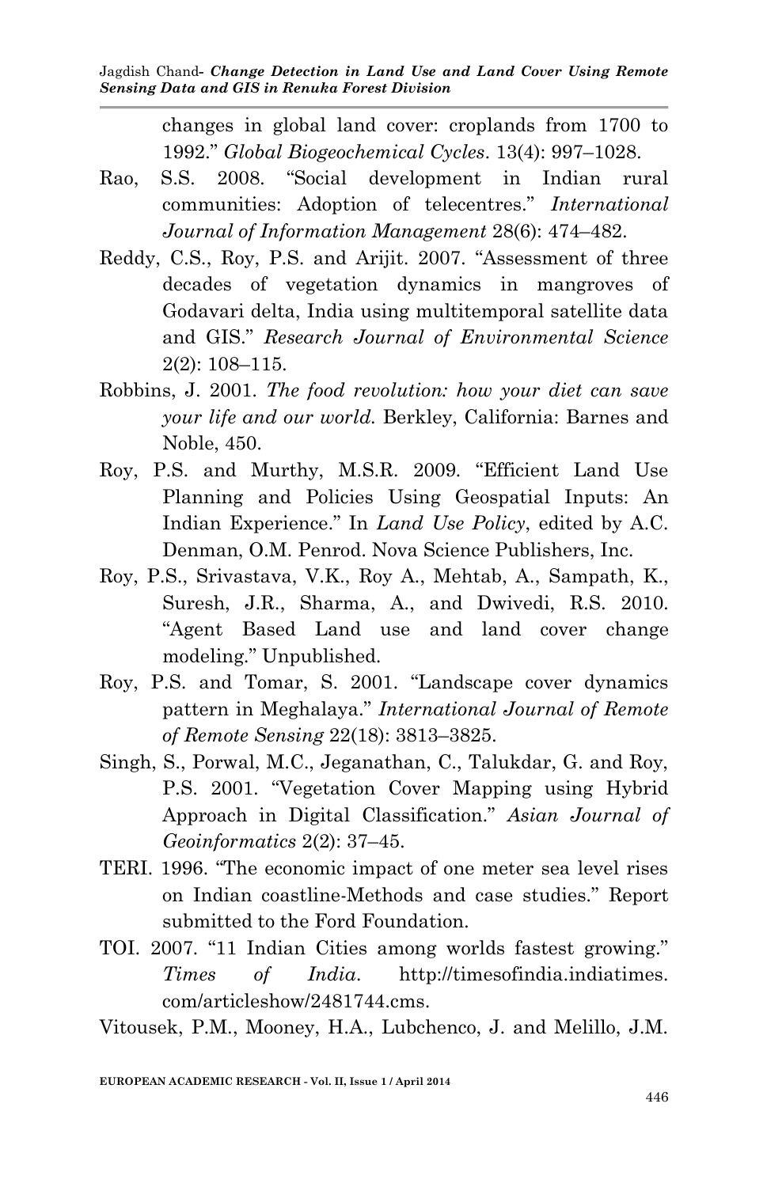changes in global land cover: croplands from 1700 to 1992." *Global Biogeochemical Cycles*. 13(4): 997–1028.

Rao, S.S. 2008. "Social development in Indian rural communities: Adoption of telecentres." *International Journal of Information Management* 28(6): 474–482.

Reddy, C.S., Roy, P.S. and Arijit. 2007. "Assessment of three decades of vegetation dynamics in mangroves of Godavari delta, India using multitemporal satellite data and GIS." *Research Journal of Environmental Science* 2(2): 108–115.

Robbins, J. 2001. *The food revolution: how your diet can save your life and our world.* Berkley, California: Barnes and Noble, 450.

Roy, P.S. and Murthy, M.S.R. 2009. "Efficient Land Use Planning and Policies Using Geospatial Inputs: An Indian Experience." In *Land Use Policy*, edited by A.C. Denman, O.M. Penrod. Nova Science Publishers, Inc.

Roy, P.S., Srivastava, V.K., Roy A., Mehtab, A., Sampath, K., Suresh, J.R., Sharma, A., and Dwivedi, R.S. 2010. "Agent Based Land use and land cover change modeling." Unpublished.

Roy, P.S. and Tomar, S. 2001. "Landscape cover dynamics pattern in Meghalaya." *International Journal of Remote of Remote Sensing* 22(18): 3813–3825.

Singh, S., Porwal, M.C., Jeganathan, C., Talukdar, G. and Roy, P.S. 2001. "Vegetation Cover Mapping using Hybrid Approach in Digital Classification." *Asian Journal of Geoinformatics* 2(2): 37–45.

TERI. 1996. "The economic impact of one meter sea level rises on Indian coastline-Methods and case studies." Report submitted to the Ford Foundation.

TOI. 2007. "11 Indian Cities among worlds fastest growing." *Times of India*. http://timesofindia.indiatimes.com/articleshow/2481744.cms.

Vitousek, P.M., Mooney, H.A., Lubchenco, J. and Melillo, J.M.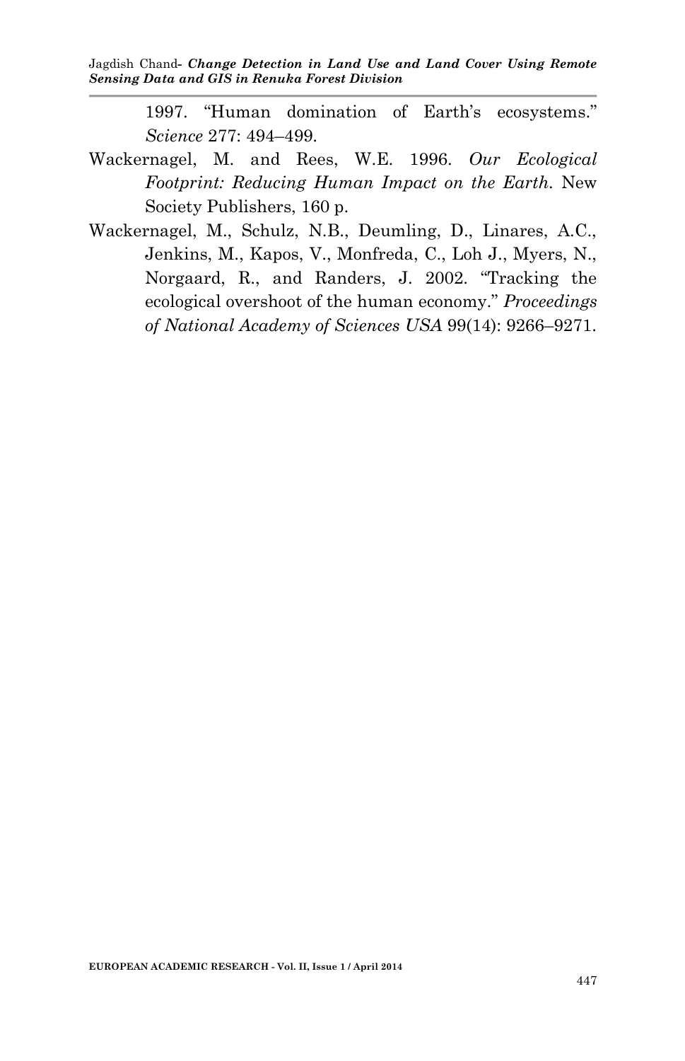1997. "Human domination of Earth's ecosystems." *Science* 277: 494–499.

Wackernagel, M. and Rees, W.E. 1996. *Our Ecological Footprint: Reducing Human Impact on the Earth*. New Society Publishers, 160 p.

Wackernagel, M., Schulz, N.B., Deumling, D., Linares, A.C., Jenkins, M., Kapos, V., Monfreda, C., Loh J., Myers, N., Norgaard, R., and Randers, J. 2002. "Tracking the ecological overshoot of the human economy." *Proceedings of National Academy of Sciences USA* 99(14): 9266–9271.